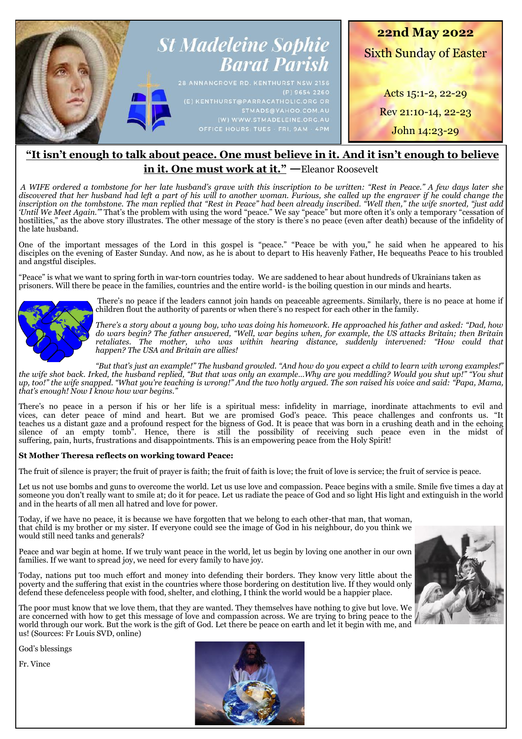# St Madeleine Sophie Barat Parish

28 ANNANGROVE RD. KENTHURST NSW 2156
(P) 9654 2260
(E) KENTHURST@PARRACATHOLIC.ORG OR STMADS@YAHOO.COM.AU
(W) WWW.STMADELEINE.ORG.AU
OFFICE HOURS: TUES - FRI, 9AM - 4PM

**22nd May 2022**

Sixth Sunday of Easter

Acts 15:1-2, 22-29
Rev 21:10-14, 22-23
John 14:23-29

## "It isn't enough to talk about peace. One must believe in it. And it isn't enough to believe in it. One must work at it." —Eleanor Roosevelt

*A WIFE ordered a tombstone for her late husband's grave with this inscription to be written: "Rest in Peace." A few days later she discovered that her husband had left a part of his will to another woman. Furious, she called up the engraver if he could change the inscription on the tombstone. The man replied that "Rest in Peace" had been already inscribed. "Well then," the wife snorted, "just add 'Until We Meet Again.'"* That's the problem with using the word "peace." We say "peace" but more often it's only a temporary "cessation of hostilities," as the above story illustrates. The other message of the story is there's no peace (even after death) because of the infidelity of the late husband.

One of the important messages of the Lord in this gospel is "peace." "Peace be with you," he said when he appeared to his disciples on the evening of Easter Sunday. And now, as he is about to depart to His heavenly Father, He bequeaths Peace to his troubled and angstful disciples.

"Peace" is what we want to spring forth in war-torn countries today. We are saddened to hear about hundreds of Ukrainians taken as prisoners. Will there be peace in the families, countries and the entire world- is the boiling question in our minds and hearts.

There's no peace if the leaders cannot join hands on peaceable agreements. Similarly, there is no peace at home if children flout the authority of parents or when there's no respect for each other in the family.

*There's a story about a young boy, who was doing his homework. He approached his father and asked: "Dad, how do wars begin? The father answered, "Well, war begins when, for example, the US attacks Britain; then Britain retaliates. The mother, who was within hearing distance, suddenly intervened: "How could that happen? The USA and Britain are allies!*

*"But that's just an example!" The husband growled. "And how do you expect a child to learn with wrong examples!" the wife shot back. Irked, the husband replied, "But that was only an example…Why are you meddling? Would you shut up!" "You shut up, too!" the wife snapped. "What you're teaching is wrong!" And the two hotly argued. The son raised his voice and said: "Papa, Mama, that's enough! Now I know how war begins."*

There's no peace in a person if his or her life is a spiritual mess: infidelity in marriage, inordinate attachments to evil and vices, can deter peace of mind and heart. But we are promised God's peace. This peace challenges and confronts us. "It teaches us a distant gaze and a profound respect for the bigness of God. It is peace that was born in a crushing death and in the echoing silence of an empty tomb". Hence, there is still the possibility of receiving such peace even in the midst of suffering, pain, hurts, frustrations and disappointments. This is an empowering peace from the Holy Spirit!

**St Mother Theresa reflects on working toward Peace:**

The fruit of silence is prayer; the fruit of prayer is faith; the fruit of faith is love; the fruit of love is service; the fruit of service is peace.

Let us not use bombs and guns to overcome the world. Let us use love and compassion. Peace begins with a smile. Smile five times a day at someone you don't really want to smile at; do it for peace. Let us radiate the peace of God and so light His light and extinguish in the world and in the hearts of all men all hatred and love for power.

Today, if we have no peace, it is because we have forgotten that we belong to each other-that man, that woman, that child is my brother or my sister. If everyone could see the image of God in his neighbour, do you think we would still need tanks and generals?

Peace and war begin at home. If we truly want peace in the world, let us begin by loving one another in our own families. If we want to spread joy, we need for every family to have joy.

Today, nations put too much effort and money into defending their borders. They know very little about the poverty and the suffering that exist in the countries where those bordering on destitution live. If they would only defend these defenceless people with food, shelter, and clothing, I think the world would be a happier place.

The poor must know that we love them, that they are wanted. They themselves have nothing to give but love. We are concerned with how to get this message of love and compassion across. We are trying to bring peace to the world through our work. But the work is the gift of God. Let there be peace on earth and let it begin with me, and us! (Sources: Fr Louis SVD, online)

God's blessings

Fr. Vince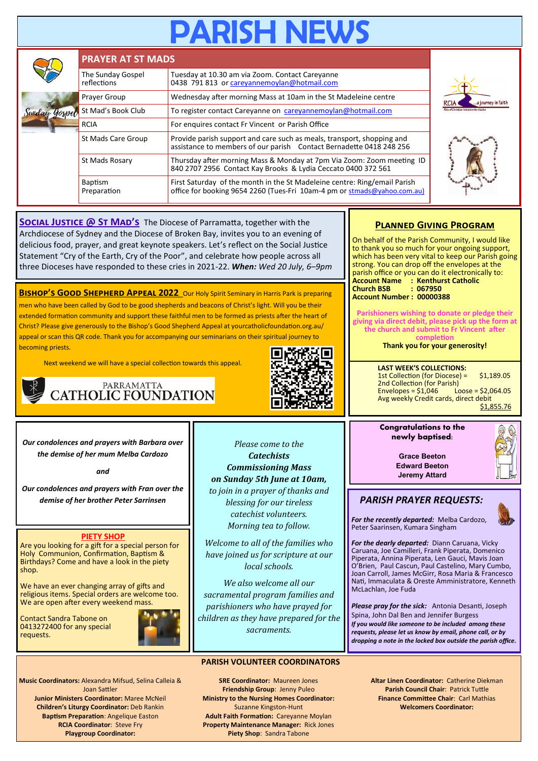# PARISH NEWS

## PRAYER AT ST MADS

| | |
|---|---|
| The Sunday Gospel reflections | Tuesday at 10.30 am via Zoom. Contact Careyanne 0438 791 813 or careyannemoylan@hotmail.com |
| Prayer Group | Wednesday after morning Mass at 10am in the St Madeleine centre |
| St Mad's Book Club | To register contact Careyanne on careyannemoylan@hotmail.com |
| RCIA | For enquires contact Fr Vincent or Parish Office |
| St Mads Care Group | Provide parish support and care such as meals, transport, shopping and assistance to members of our parish Contact Bernadette 0418 248 256 |
| St Mads Rosary | Thursday after morning Mass & Monday at 7pm Via Zoom: Zoom meeting ID 840 2707 2956 Contact Kay Brooks & Lydia Ceccato 0400 372 561 |
| Baptism Preparation | First Saturday of the month in the St Madeleine centre: Ring/email Parish office for booking 9654 2260 (Tues-Fri 10am-4 pm or stmads@yahoo.com.au) |

**SOCIAL JUSTICE @ ST MAD'S** The Diocese of Parramatta, together with the Archdiocese of Sydney and the Diocese of Broken Bay, invites you to an evening of delicious food, prayer, and great keynote speakers. Let's reflect on the Social Justice Statement "Cry of the Earth, Cry of the Poor", and celebrate how people across all three Dioceses have responded to these cries in 2021-22. ***When:*** *Wed 20 July, 6–9pm*

**BISHOP'S GOOD SHEPHERD APPEAL 2022** Our Holy Spirit Seminary in Harris Park is preparing men who have been called by God to be good shepherds and beacons of Christ's light. Will you be their extended formation community and support these faithful men to be formed as priests after the heart of Christ? Please give generously to the Bishop's Good Shepherd Appeal at yourcatholicfoundation.org.au/appeal or scan this QR code. Thank you for accompanying our seminarians on their spiritual journey to becoming priests.

Next weekend we will have a special collection towards this appeal.

PARRAMATTA CATHOLIC FOUNDATION

## PLANNED GIVING PROGRAM

On behalf of the Parish Community, I would like to thank you so much for your ongoing support, which has been very vital to keep our Parish going strong. You can drop off the envelopes at the parish office or you can do it electronically to:

**Account Name : Kenthurst Catholic**
**Church BSB : 067950**
**Account Number : 00000388**

**Parishioners wishing to donate or pledge their giving via direct debit, please pick up the form at the church and submit to Fr Vincent after completion**

**Thank you for your generosity!**

**LAST WEEK'S COLLECTIONS:**
1st Collection (for Diocese) = $1,189.05
2nd Collection (for Parish)
Envelopes = $1,046 Loose = $2,064.05
Avg weekly Credit cards, direct debit $1,855.76

*Our condolences and prayers with Barbara over the demise of her mum Melba Cardozo*

*and*

*Our condolences and prayers with Fran over the demise of her brother Peter Sarrinsen*

**PIETY SHOP**

Are you looking for a gift for a special person for Holy Communion, Confirmation, Baptism & Birthdays? Come and have a look in the piety shop.

We have an ever changing array of gifts and religious items. Special orders are welcome too. We are open after every weekend mass.

Contact Sandra Tabone on 0413272400 for any special requests.

*Please come to the* ***Catechists Commissioning Mass on Sunday 5th June at 10am,*** *to join in a prayer of thanks and blessing for their tireless catechist volunteers. Morning tea to follow.*

*Welcome to all of the families who have joined us for scripture at our local schools.*

*We also welcome all our sacramental program families and parishioners who have prayed for children as they have prepared for the sacraments.*

**Congratulations to the newly baptised:**

**Grace Beeton**
**Edward Beeton**
**Jeremy Attard**

## *PARISH PRAYER REQUESTS:*

***For the recently departed:*** Melba Cardozo, Peter Saarinsen, Kumara Singham

***For the dearly departed:*** Diann Caruana, Vicky Caruana, Joe Camilleri, Frank Piperata, Domenico Piperata, Annina Piperata, Len Gauci, Mavis Joan O'Brien, Paul Cascun, Paul Castelino, Mary Cumbo, Joan Carroll, James McGirr, Rosa Maria & Francesco Nati, Immaculata & Oreste Amministratore, Kenneth McLachlan, Joe Fuda

***Please pray for the sick:*** Antonia Desanti, Joseph Spina, John Dal Ben and Jennifer Burgess

***If you would like someone to be included among these requests, please let us know by email, phone call, or by dropping a note in the locked box outside the parish office.***

## PARISH VOLUNTEER COORDINATORS

**Music Coordinators:** Alexandra Mifsud, Selina Calleia & Joan Sattler
**Junior Ministers Coordinator:** Maree McNeil
**Children's Liturgy Coordinator:** Deb Rankin
**Baptism Preparation**: Angelique Easton
**RCIA Coordinator**: Steve Fry
**Playgroup Coordinator:**

**SRE Coordinator:** Maureen Jones
**Friendship Group**: Jenny Puleo
**Ministry to the Nursing Homes Coordinator:** Suzanne Kingston-Hunt
**Adult Faith Formation:** Careyanne Moylan
**Property Maintenance Manager:** Rick Jones
**Piety Shop**: Sandra Tabone

**Altar Linen Coordinator:** Catherine Diekman
**Parish Council Chair**: Patrick Tuttle
**Finance Committee Chair**: Carl Mathias
**Welcomers Coordinator:**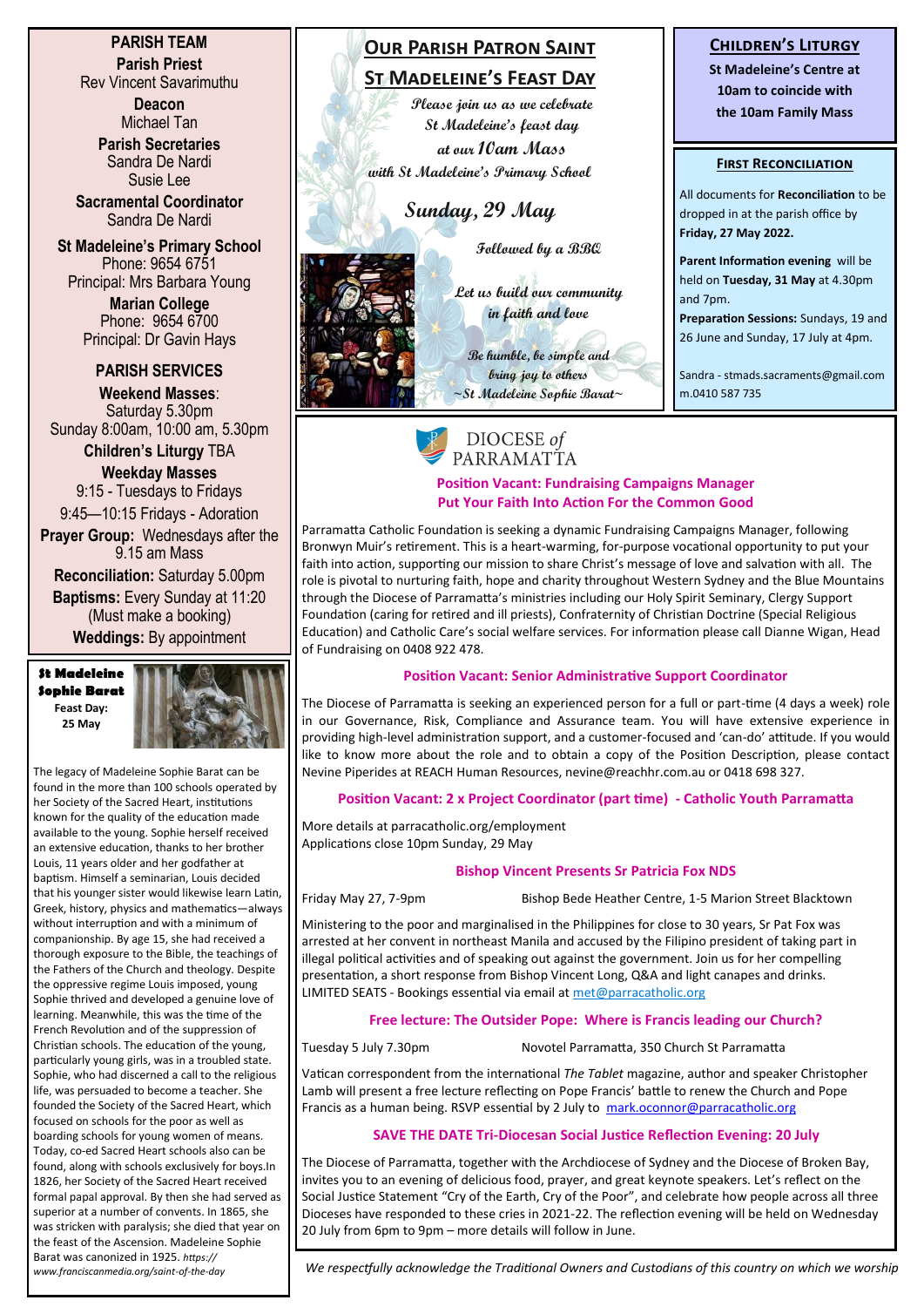## PARISH TEAM

**Parish Priest**
Rev Vincent Savarimuthu

**Deacon**
Michael Tan

**Parish Secretaries**
Sandra De Nardi
Susie Lee

**Sacramental Coordinator**
Sandra De Nardi

**St Madeleine's Primary School**
Phone: 9654 6751
Principal: Mrs Barbara Young

**Marian College**
Phone: 9654 6700
Principal: Dr Gavin Hays

## PARISH SERVICES

**Weekend Masses**:
Saturday 5.30pm
Sunday 8:00am, 10:00 am, 5.30pm

**Children's Liturgy** TBA

**Weekday Masses**
9:15 - Tuesdays to Fridays
9:45—10:15 Fridays - Adoration

**Prayer Group:** Wednesdays after the 9.15 am Mass

**Reconciliation:** Saturday 5.00pm

**Baptisms:** Every Sunday at 11:20 (Must make a booking)

**Weddings:** By appointment

### St Madeleine Sophie Barat

**Feast Day: 25 May**

The legacy of Madeleine Sophie Barat can be found in the more than 100 schools operated by her Society of the Sacred Heart, institutions known for the quality of the education made available to the young. Sophie herself received an extensive education, thanks to her brother Louis, 11 years older and her godfather at baptism. Himself a seminarian, Louis decided that his younger sister would likewise learn Latin, Greek, history, physics and mathematics—always without interruption and with a minimum of companionship. By age 15, she had received a thorough exposure to the Bible, the teachings of the Fathers of the Church and theology. Despite the oppressive regime Louis imposed, young Sophie thrived and developed a genuine love of learning. Meanwhile, this was the time of the French Revolution and of the suppression of Christian schools. The education of the young, particularly young girls, was in a troubled state. Sophie, who had discerned a call to the religious life, was persuaded to become a teacher. She founded the Society of the Sacred Heart, which focused on schools for the poor as well as boarding schools for young women of means. Today, co-ed Sacred Heart schools also can be found, along with schools exclusively for boys.In 1826, her Society of the Sacred Heart received formal papal approval. By then she had served as superior at a number of convents. In 1865, she was stricken with paralysis; she died that year on the feast of the Ascension. Madeleine Sophie Barat was canonized in 1925. *https://www.franciscanmedia.org/saint-of-the-day*

## Our Parish Patron Saint

## St Madeleine's Feast Day

*Please join us as we celebrate St Madeleine's feast day at our 10am Mass with St Madeleine's Primary School*

***Sunday, 29 May***

*Followed by a BBQ*

*Let us build our community in faith and love*

*Be humble, be simple and bring joy to others*
*~St Madeleine Sophie Barat~*

## Children's Liturgy

**St Madeleine's Centre at 10am to coincide with the 10am Family Mass**

## First Reconciliation

All documents for **Reconciliation** to be dropped in at the parish office by **Friday, 27 May 2022.**

**Parent Information evening** will be held on **Tuesday, 31 May** at 4.30pm and 7pm.

**Preparation Sessions:** Sundays, 19 and 26 June and Sunday, 17 July at 4pm.

Sandra - stmads.sacraments@gmail.com
m.0410 587 735

DIOCESE *of* PARRAMATTA

### Position Vacant: Fundraising Campaigns Manager
### Put Your Faith Into Action For the Common Good

Parramatta Catholic Foundation is seeking a dynamic Fundraising Campaigns Manager, following Bronwyn Muir's retirement. This is a heart-warming, for-purpose vocational opportunity to put your faith into action, supporting our mission to share Christ's message of love and salvation with all. The role is pivotal to nurturing faith, hope and charity throughout Western Sydney and the Blue Mountains through the Diocese of Parramatta's ministries including our Holy Spirit Seminary, Clergy Support Foundation (caring for retired and ill priests), Confraternity of Christian Doctrine (Special Religious Education) and Catholic Care's social welfare services. For information please call Dianne Wigan, Head of Fundraising on 0408 922 478.

### Position Vacant: Senior Administrative Support Coordinator

The Diocese of Parramatta is seeking an experienced person for a full or part-time (4 days a week) role in our Governance, Risk, Compliance and Assurance team. You will have extensive experience in providing high-level administration support, and a customer-focused and 'can-do' attitude. If you would like to know more about the role and to obtain a copy of the Position Description, please contact Nevine Piperides at REACH Human Resources, nevine@reachhr.com.au or 0418 698 327.

### Position Vacant: 2 x Project Coordinator (part time) - Catholic Youth Parramatta

More details at parracatholic.org/employment
Applications close 10pm Sunday, 29 May

### Bishop Vincent Presents Sr Patricia Fox NDS

Friday May 27, 7-9pm — Bishop Bede Heather Centre, 1-5 Marion Street Blacktown

Ministering to the poor and marginalised in the Philippines for close to 30 years, Sr Pat Fox was arrested at her convent in northeast Manila and accused by the Filipino president of taking part in illegal political activities and of speaking out against the government. Join us for her compelling presentation, a short response from Bishop Vincent Long, Q&A and light canapes and drinks. LIMITED SEATS - Bookings essential via email at met@parracatholic.org

### Free lecture: The Outsider Pope: Where is Francis leading our Church?

Tuesday 5 July 7.30pm — Novotel Parramatta, 350 Church St Parramatta

Vatican correspondent from the international *The Tablet* magazine, author and speaker Christopher Lamb will present a free lecture reflecting on Pope Francis' battle to renew the Church and Pope Francis as a human being. RSVP essential by 2 July to mark.oconnor@parracatholic.org

### SAVE THE DATE Tri-Diocesan Social Justice Reflection Evening: 20 July

The Diocese of Parramatta, together with the Archdiocese of Sydney and the Diocese of Broken Bay, invites you to an evening of delicious food, prayer, and great keynote speakers. Let's reflect on the Social Justice Statement "Cry of the Earth, Cry of the Poor", and celebrate how people across all three Dioceses have responded to these cries in 2021-22. The reflection evening will be held on Wednesday 20 July from 6pm to 9pm – more details will follow in June.

*We respectfully acknowledge the Traditional Owners and Custodians of this country on which we worship*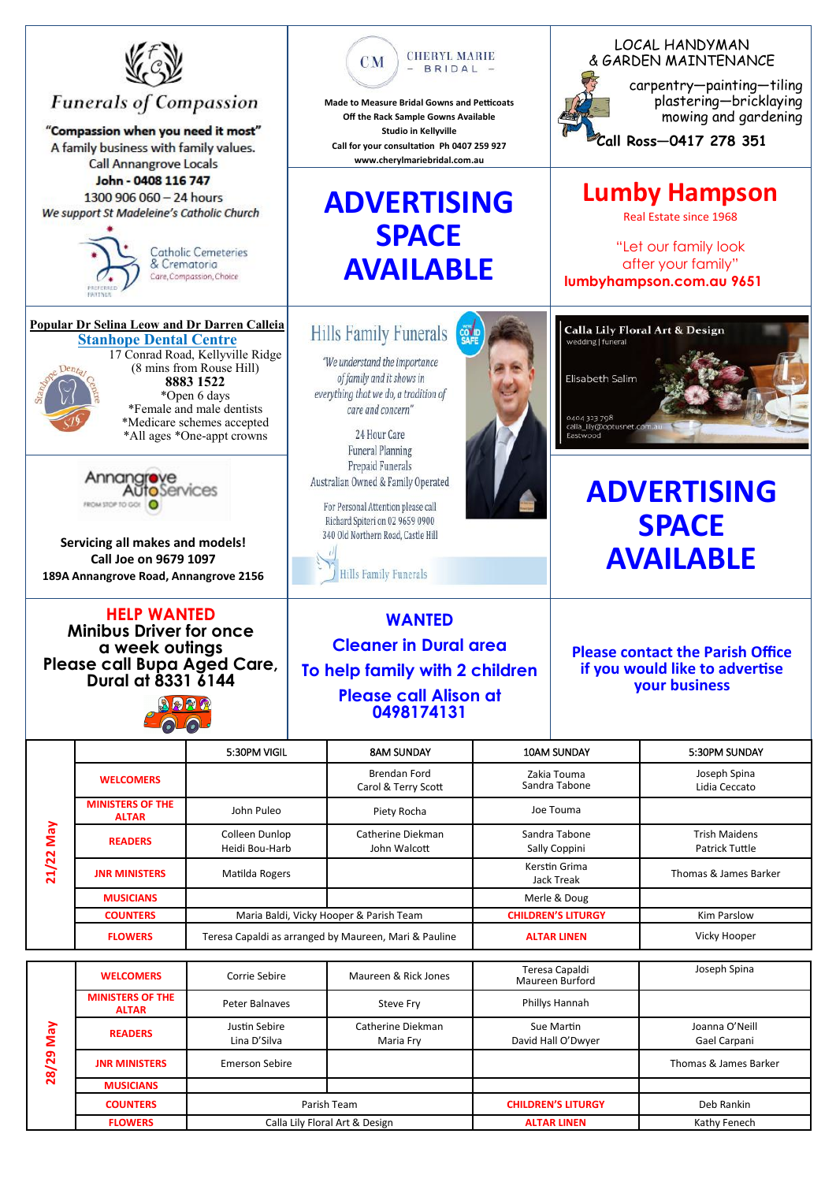**Funerals of Compassion**

**"Compassion when you need it most"**

A family business with family values.

Call Annangrove Locals

**John - 0408 116 747**

1300 906 060 – 24 hours

*We support St Madeleine's Catholic Church*

Catholic Cemeteries & Crematoria

Care, Compassion, Choice

PREFERRED PARTNER

---

CM CHERYL MARIE – BRIDAL –

**Made to Measure Bridal Gowns and Petticoats**

**Off the Rack Sample Gowns Available**

**Studio in Kellyville**

**Call for your consultation Ph 0407 259 927**

**www.cherylmariebridal.com.au**

---

LOCAL HANDYMAN & GARDEN MAINTENANCE

carpentry—painting—tiling

plastering—bricklaying

mowing and gardening

**Call Ross—0417 278 351**

---

# ADVERTISING SPACE AVAILABLE

---

# Lumby Hampson

Real Estate since 1968

"Let our family look after your family"

**lumbyhampson.com.au 9651**

---

**Popular Dr Selina Leow and Dr Darren Calleia**

**Stanhope Dental Centre**

17 Conrad Road, Kellyville Ridge

(8 mins from Rouse Hill)

**8883 1522**

*Open 6 days

*Female and male dentists

*Medicare schemes accepted

*All ages *One-appt crowns

---

Hills Family Funerals

COVID SAFE

*"We understand the importance of family and it shows in everything that we do, a tradition of care and concern"*

24 Hour Care

Funeral Planning

Prepaid Funerals

Australian Owned & Family Operated

For Personal Attention please call Richard Spiteri on 02 9659 0900

340 Old Northern Road, Castle Hill

Hills Family Funerals

---

**Calla Lily Floral Art & Design**

wedding | funeral

Elisabeth Salim

0404 323 798

calla_lily@optusnet.com.au

Eastwood

---

Annangrove AutoServices

FROM STOP TO GO!

**Servicing all makes and models!**

**Call Joe on 9679 1097**

**189A Annangrove Road, Annangrove 2156**

---

# ADVERTISING SPACE AVAILABLE

---

**HELP WANTED**

**Minibus Driver for once a week outings**

**Please call Bupa Aged Care, Dural at 8331 6144**

---

**WANTED**

**Cleaner in Dural area**

**To help family with 2 children**

**Please call Alison at 0498174131**

---

**Please contact the Parish Office if you would like to advertise your business**

---

| | | 5:30PM VIGIL | 8AM SUNDAY | 10AM SUNDAY | 5:30PM SUNDAY |
|---|---|---|---|---|---|
| 21/22 May | WELCOMERS | | Brendan Ford<br>Carol & Terry Scott | Zakia Touma<br>Sandra Tabone | Joseph Spina<br>Lidia Ceccato |
| | MINISTERS OF THE ALTAR | John Puleo | Piety Rocha | Joe Touma | |
| | READERS | Colleen Dunlop<br>Heidi Bou-Harb | Catherine Diekman<br>John Walcott | Sandra Tabone<br>Sally Coppini | Trish Maidens<br>Patrick Tuttle |
| | JNR MINISTERS | Matilda Rogers | | Kerstin Grima<br>Jack Treak | Thomas & James Barker |
| | MUSICIANS | | | Merle & Doug | |
| | COUNTERS | Maria Baldi, Vicky Hooper & Parish Team | | CHILDREN'S LITURGY | Kim Parslow |
| | FLOWERS | Teresa Capaldi as arranged by Maureen, Mari & Pauline | | ALTAR LINEN | Vicky Hooper |

| | | | | | |
|---|---|---|---|---|---|
| 28/29 May | WELCOMERS | Corrie Sebire | Maureen & Rick Jones | Teresa Capaldi<br>Maureen Burford | Joseph Spina |
| | MINISTERS OF THE ALTAR | Peter Balnaves | Steve Fry | Phillys Hannah | |
| | READERS | Justin Sebire<br>Lina D'Silva | Catherine Diekman<br>Maria Fry | Sue Martin<br>David Hall O'Dwyer | Joanna O'Neill<br>Gael Carpani |
| | JNR MINISTERS | Emerson Sebire | | | Thomas & James Barker |
| | MUSICIANS | | | | |
| | COUNTERS | Parish Team | | CHILDREN'S LITURGY | Deb Rankin |
| | FLOWERS | Calla Lily Floral Art & Design | | ALTAR LINEN | Kathy Fenech |